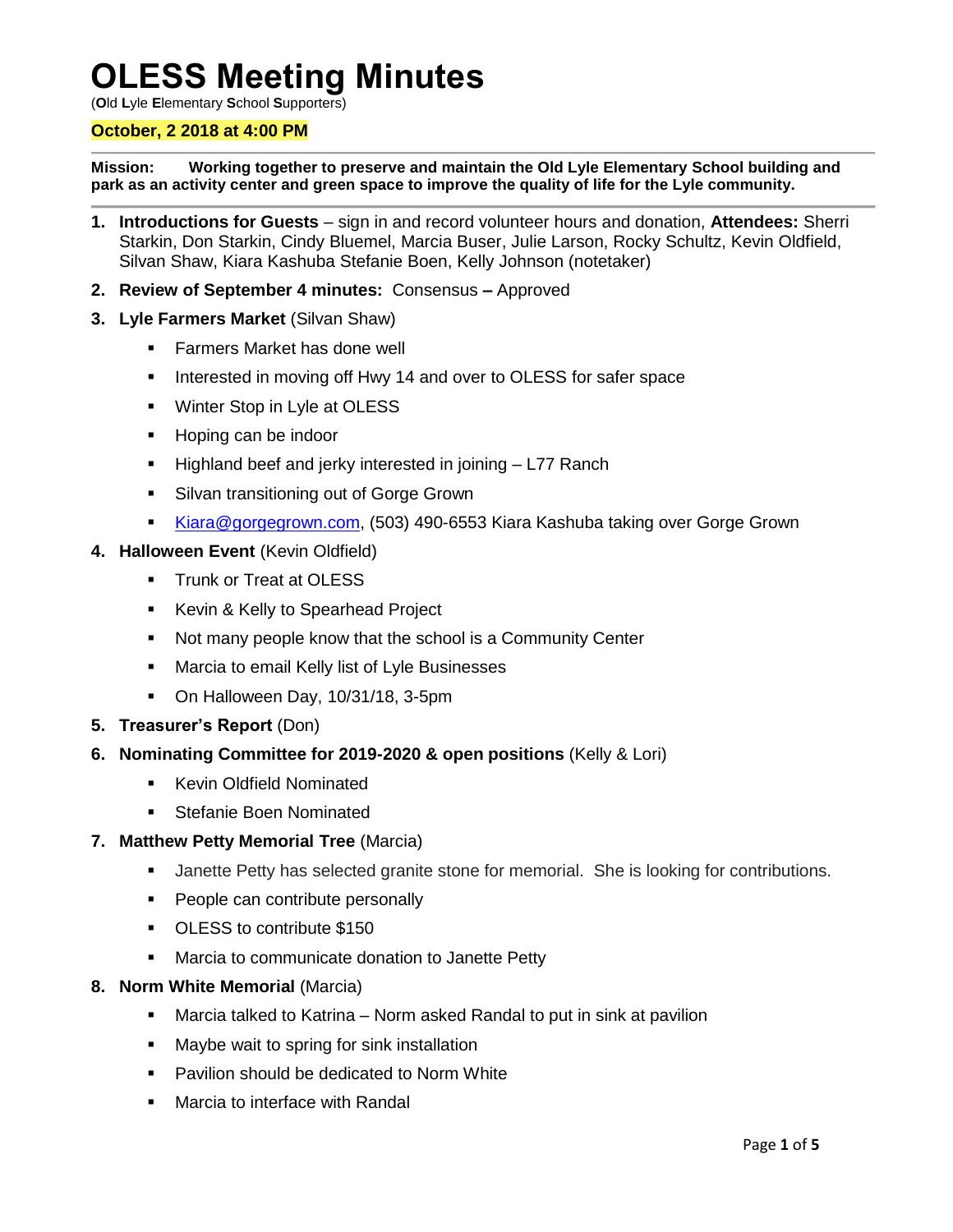# OLESS Meeting Minutes

(**O**ld **L**yle **E**lementary **S**chool **S**upporters)

**October, 2 2018 at 4:00 PM**

**Mission: Working together to preserve and maintain the Old Lyle Elementary School building and park as an activity center and green space to improve the quality of life for the Lyle community.**

1. **Introductions for Guests** – sign in and record volunteer hours and donation, **Attendees:** Sherri Starkin, Don Starkin, Cindy Bluemel, Marcia Buser, Julie Larson, Rocky Schultz, Kevin Oldfield, Silvan Shaw, Kiara Kashuba Stefanie Boen, Kelly Johnson (notetaker)
2. **Review of September 4 minutes:** Consensus **–** Approved
3. **Lyle Farmers Market** (Silvan Shaw)
   - Farmers Market has done well
   - Interested in moving off Hwy 14 and over to OLESS for safer space
   - Winter Stop in Lyle at OLESS
   - Hoping can be indoor
   - Highland beef and jerky interested in joining – L77 Ranch
   - Silvan transitioning out of Gorge Grown
   - Kiara@gorgegrown.com, (503) 490-6553 Kiara Kashuba taking over Gorge Grown
4. **Halloween Event** (Kevin Oldfield)
   - Trunk or Treat at OLESS
   - Kevin & Kelly to Spearhead Project
   - Not many people know that the school is a Community Center
   - Marcia to email Kelly list of Lyle Businesses
   - On Halloween Day, 10/31/18, 3-5pm
5. **Treasurer's Report** (Don)
6. **Nominating Committee for 2019-2020 & open positions** (Kelly & Lori)
   - Kevin Oldfield Nominated
   - Stefanie Boen Nominated
7. **Matthew Petty Memorial Tree** (Marcia)
   - Janette Petty has selected granite stone for memorial. She is looking for contributions.
   - People can contribute personally
   - OLESS to contribute $150
   - Marcia to communicate donation to Janette Petty
8. **Norm White Memorial** (Marcia)
   - Marcia talked to Katrina – Norm asked Randal to put in sink at pavilion
   - Maybe wait to spring for sink installation
   - Pavilion should be dedicated to Norm White
   - Marcia to interface with Randal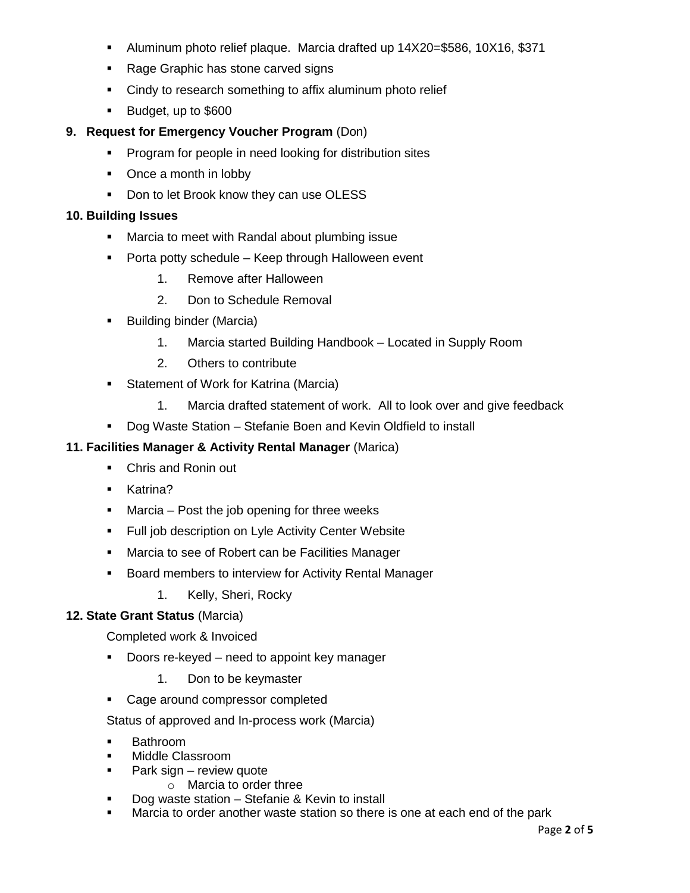- Aluminum photo relief plaque.  Marcia drafted up 14X20=$586, 10X16, $371
- Rage Graphic has stone carved signs
- Cindy to research something to affix aluminum photo relief
- Budget, up to $600

**9. Request for Emergency Voucher Program** (Don)

- Program for people in need looking for distribution sites
- Once a month in lobby
- Don to let Brook know they can use OLESS

**10. Building Issues**

- Marcia to meet with Randal about plumbing issue
- Porta potty schedule – Keep through Halloween event
    1. Remove after Halloween
    2. Don to Schedule Removal
- Building binder (Marcia)
    1. Marcia started Building Handbook – Located in Supply Room
    2. Others to contribute
- Statement of Work for Katrina (Marcia)
    1. Marcia drafted statement of work.  All to look over and give feedback
- Dog Waste Station – Stefanie Boen and Kevin Oldfield to install

**11. Facilities Manager & Activity Rental Manager** (Marica)

- Chris and Ronin out
- Katrina?
- Marcia – Post the job opening for three weeks
- Full job description on Lyle Activity Center Website
- Marcia to see of Robert can be Facilities Manager
- Board members to interview for Activity Rental Manager
    1. Kelly, Sheri, Rocky

**12. State Grant Status** (Marcia)

Completed work & Invoiced

- Doors re-keyed – need to appoint key manager
    1. Don to be keymaster
- Cage around compressor completed

Status of approved and In-process work (Marcia)

- Bathroom
- Middle Classroom
- Park sign – review quote
    - Marcia to order three
- Dog waste station – Stefanie & Kevin to install
- Marcia to order another waste station so there is one at each end of the park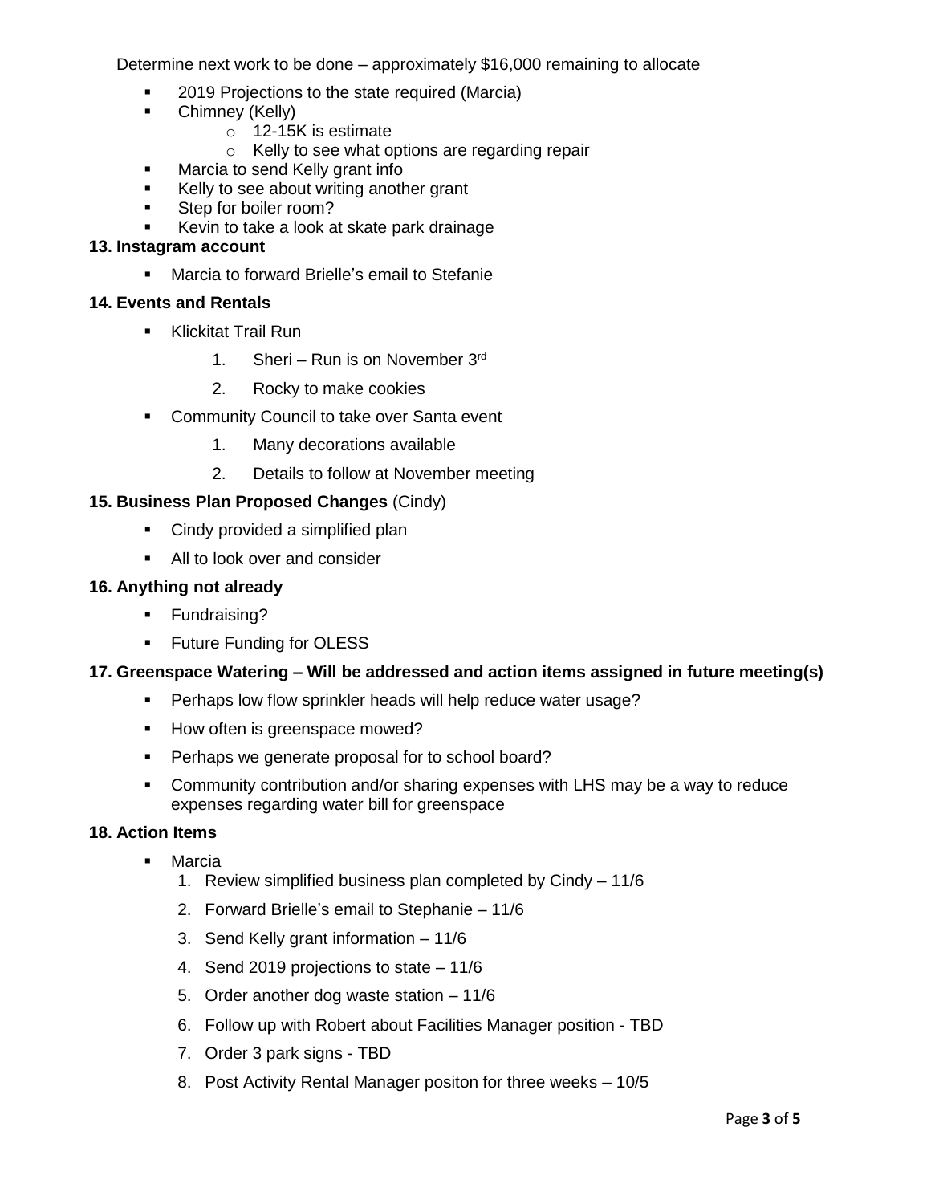Determine next work to be done – approximately $16,000 remaining to allocate

- 2019 Projections to the state required (Marcia)
- Chimney (Kelly)
  - 12-15K is estimate
  - Kelly to see what options are regarding repair
- Marcia to send Kelly grant info
- Kelly to see about writing another grant
- Step for boiler room?
- Kevin to take a look at skate park drainage

**13. Instagram account**

- Marcia to forward Brielle's email to Stefanie

**14. Events and Rentals**

- Klickitat Trail Run
  1. Sheri – Run is on November 3rd
  2. Rocky to make cookies
- Community Council to take over Santa event
  1. Many decorations available
  2. Details to follow at November meeting

**15. Business Plan Proposed Changes** (Cindy)

- Cindy provided a simplified plan
- All to look over and consider

**16. Anything not already**

- Fundraising?
- Future Funding for OLESS

**17. Greenspace Watering – Will be addressed and action items assigned in future meeting(s)**

- Perhaps low flow sprinkler heads will help reduce water usage?
- How often is greenspace mowed?
- Perhaps we generate proposal for to school board?
- Community contribution and/or sharing expenses with LHS may be a way to reduce expenses regarding water bill for greenspace

**18. Action Items**

- Marcia
  1. Review simplified business plan completed by Cindy – 11/6
  2. Forward Brielle's email to Stephanie – 11/6
  3. Send Kelly grant information – 11/6
  4. Send 2019 projections to state – 11/6
  5. Order another dog waste station – 11/6
  6. Follow up with Robert about Facilities Manager position - TBD
  7. Order 3 park signs - TBD
  8. Post Activity Rental Manager positon for three weeks – 10/5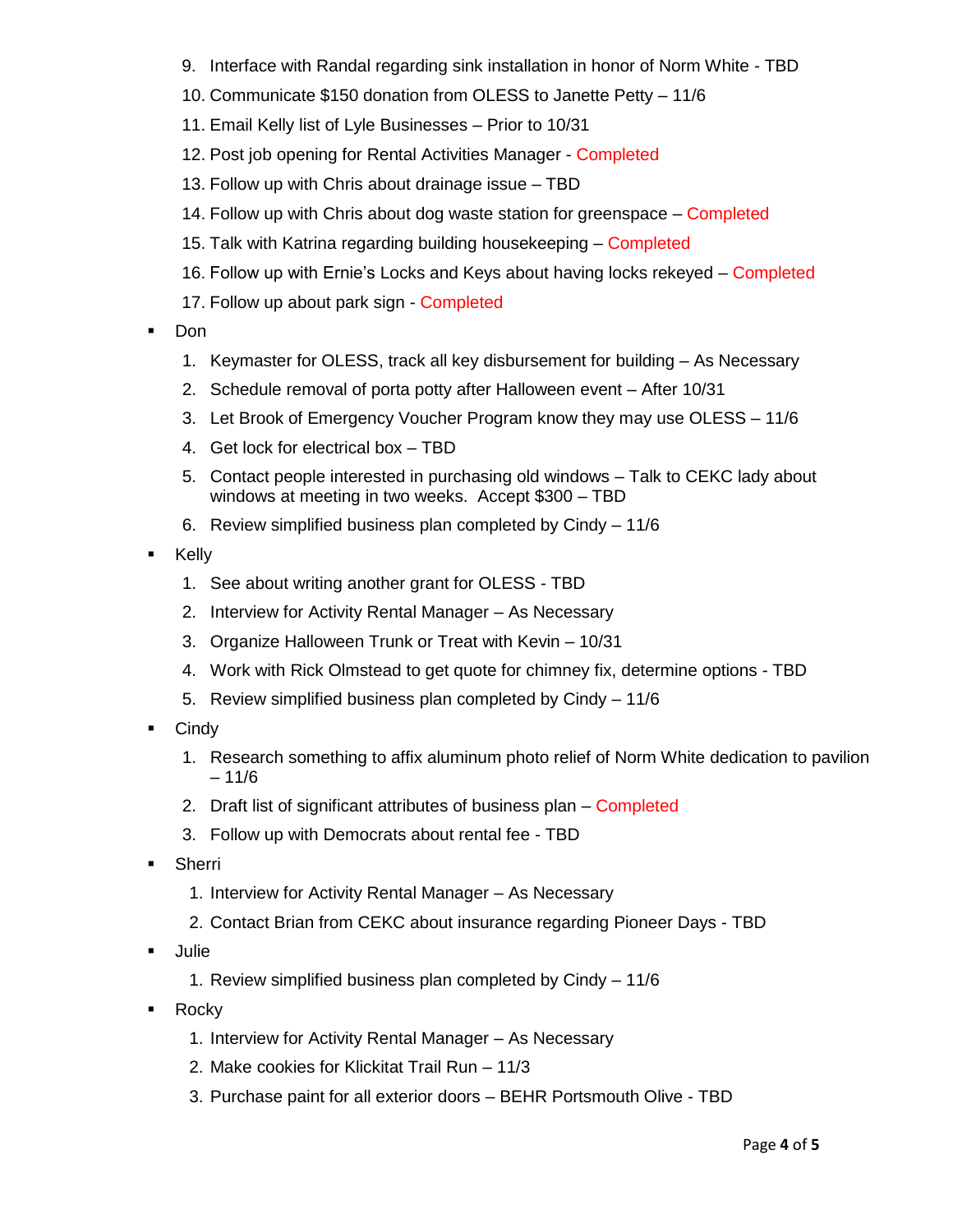9. Interface with Randal regarding sink installation in honor of Norm White - TBD
10. Communicate $150 donation from OLESS to Janette Petty – 11/6
11. Email Kelly list of Lyle Businesses – Prior to 10/31
12. Post job opening for Rental Activities Manager - Completed
13. Follow up with Chris about drainage issue – TBD
14. Follow up with Chris about dog waste station for greenspace – Completed
15. Talk with Katrina regarding building housekeeping – Completed
16. Follow up with Ernie's Locks and Keys about having locks rekeyed – Completed
17. Follow up about park sign - Completed

- Don
    1. Keymaster for OLESS, track all key disbursement for building – As Necessary
    2. Schedule removal of porta potty after Halloween event – After 10/31
    3. Let Brook of Emergency Voucher Program know they may use OLESS – 11/6
    4. Get lock for electrical box – TBD
    5. Contact people interested in purchasing old windows – Talk to CEKC lady about windows at meeting in two weeks. Accept $300 – TBD
    6. Review simplified business plan completed by Cindy – 11/6
- Kelly
    1. See about writing another grant for OLESS - TBD
    2. Interview for Activity Rental Manager – As Necessary
    3. Organize Halloween Trunk or Treat with Kevin – 10/31
    4. Work with Rick Olmstead to get quote for chimney fix, determine options - TBD
    5. Review simplified business plan completed by Cindy – 11/6
- Cindy
    1. Research something to affix aluminum photo relief of Norm White dedication to pavilion – 11/6
    2. Draft list of significant attributes of business plan – Completed
    3. Follow up with Democrats about rental fee - TBD
- Sherri
    1. Interview for Activity Rental Manager – As Necessary
    2. Contact Brian from CEKC about insurance regarding Pioneer Days - TBD
- Julie
    1. Review simplified business plan completed by Cindy – 11/6
- Rocky
    1. Interview for Activity Rental Manager – As Necessary
    2. Make cookies for Klickitat Trail Run – 11/3
    3. Purchase paint for all exterior doors – BEHR Portsmouth Olive - TBD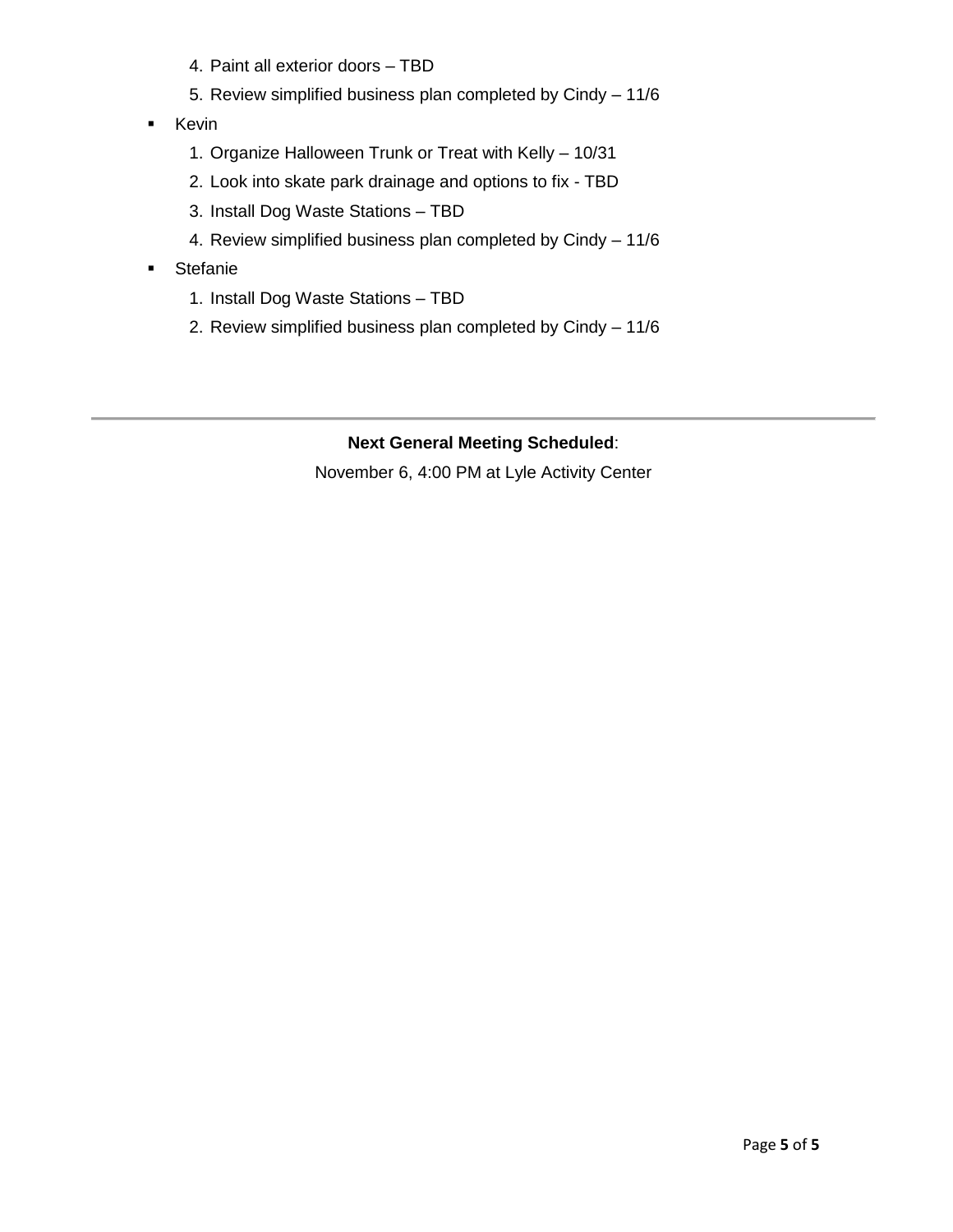4. Paint all exterior doors – TBD
5. Review simplified business plan completed by Cindy – 11/6

- Kevin
    1. Organize Halloween Trunk or Treat with Kelly – 10/31
    2. Look into skate park drainage and options to fix - TBD
    3. Install Dog Waste Stations – TBD
    4. Review simplified business plan completed by Cindy – 11/6
- Stefanie
    1. Install Dog Waste Stations – TBD
    2. Review simplified business plan completed by Cindy – 11/6

---

**Next General Meeting Scheduled**:

November 6, 4:00 PM at Lyle Activity Center